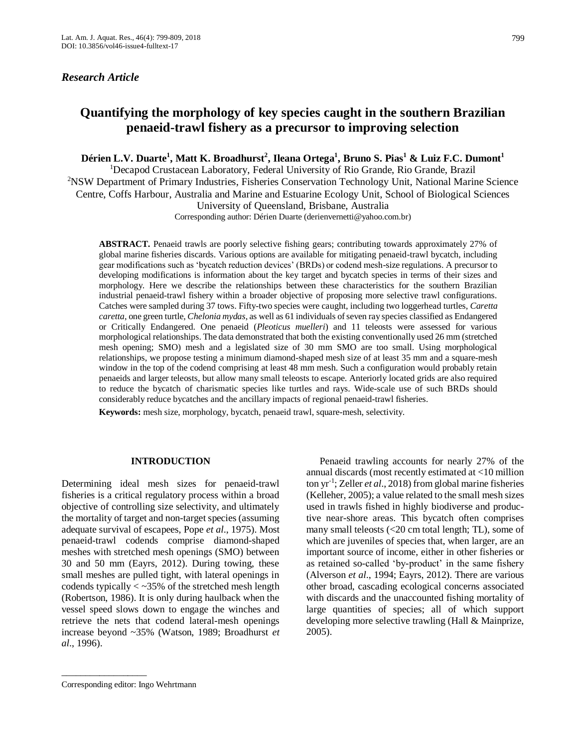*Research Article*

# Quantifying the morphology of key species caught in the southern Brazilian penaeid-trawl fishery as a precursor to improving selection

**Dérien L.V. Duarte[1], Matt K. Broadhurst[2], Ileana Ortega[1], Bruno S. Pias[1] & Luiz F.C. Dumont[1]**

[1]Decapod Crustacean Laboratory, Federal University of Rio Grande, Rio Grande, Brazil

[2]NSW Department of Primary Industries, Fisheries Conservation Technology Unit, National Marine Science Centre, Coffs Harbour, Australia and Marine and Estuarine Ecology Unit, School of Biological Sciences University of Queensland, Brisbane, Australia

Corresponding author: Dérien Duarte (derienvernetti@yahoo.com.br)

**ABSTRACT.** Penaeid trawls are poorly selective fishing gears; contributing towards approximately 27% of global marine fisheries discards. Various options are available for mitigating penaeid-trawl bycatch, including gear modifications such as 'bycatch reduction devices' (BRDs) or codend mesh-size regulations. A precursor to developing modifications is information about the key target and bycatch species in terms of their sizes and morphology. Here we describe the relationships between these characteristics for the southern Brazilian industrial penaeid-trawl fishery within a broader objective of proposing more selective trawl configurations. Catches were sampled during 37 tows. Fifty-two species were caught, including two loggerhead turtles, *Caretta caretta*, one green turtle, *Chelonia mydas*, as well as 61 individuals of seven ray species classified as Endangered or Critically Endangered. One penaeid (*Pleoticus muelleri*) and 11 teleosts were assessed for various morphological relationships. The data demonstrated that both the existing conventionally used 26 mm (stretched mesh opening; SMO) mesh and a legislated size of 30 mm SMO are too small. Using morphological relationships, we propose testing a minimum diamond-shaped mesh size of at least 35 mm and a square-mesh window in the top of the codend comprising at least 48 mm mesh. Such a configuration would probably retain penaeids and larger teleosts, but allow many small teleosts to escape. Anteriorly located grids are also required to reduce the bycatch of charismatic species like turtles and rays. Wide-scale use of such BRDs should considerably reduce bycatches and the ancillary impacts of regional penaeid-trawl fisheries.

**Keywords:** mesh size, morphology, bycatch, penaeid trawl, square-mesh, selectivity.

## INTRODUCTION

Determining ideal mesh sizes for penaeid-trawl fisheries is a critical regulatory process within a broad objective of controlling size selectivity, and ultimately the mortality of target and non-target species (assuming adequate survival of escapees, Pope *et al*., 1975). Most penaeid-trawl codends comprise diamond-shaped meshes with stretched mesh openings (SMO) between 30 and 50 mm (Eayrs, 2012). During towing, these small meshes are pulled tight, with lateral openings in codends typically < ~35% of the stretched mesh length (Robertson, 1986). It is only during haulback when the vessel speed slows down to engage the winches and retrieve the nets that codend lateral-mesh openings increase beyond ~35% (Watson, 1989; Broadhurst *et al*., 1996).

Penaeid trawling accounts for nearly 27% of the annual discards (most recently estimated at <10 million ton yr$^{-1}$; Zeller *et al*., 2018) from global marine fisheries (Kelleher, 2005); a value related to the small mesh sizes used in trawls fished in highly biodiverse and productive near-shore areas. This bycatch often comprises many small teleosts (<20 cm total length; TL), some of which are juveniles of species that, when larger, are an important source of income, either in other fisheries or as retained so-called 'by-product' in the same fishery (Alverson *et al*., 1994; Eayrs, 2012). There are various other broad, cascading ecological concerns associated with discards and the unaccounted fishing mortality of large quantities of species; all of which support developing more selective trawling (Hall & Mainprize, 2005).

---

Corresponding editor: Ingo Wehrtmann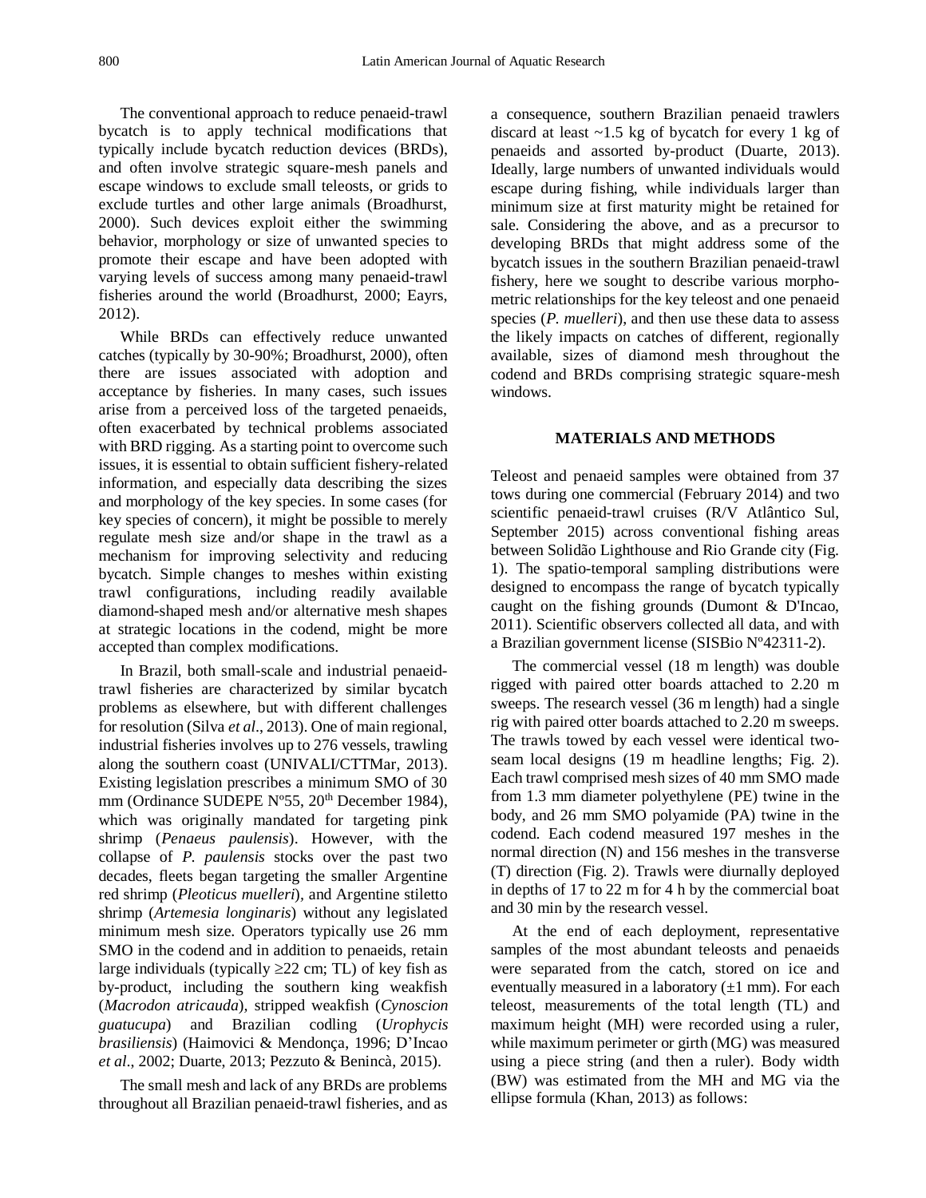The conventional approach to reduce penaeid-trawl bycatch is to apply technical modifications that typically include bycatch reduction devices (BRDs), and often involve strategic square-mesh panels and escape windows to exclude small teleosts, or grids to exclude turtles and other large animals (Broadhurst, 2000). Such devices exploit either the swimming behavior, morphology or size of unwanted species to promote their escape and have been adopted with varying levels of success among many penaeid-trawl fisheries around the world (Broadhurst, 2000; Eayrs, 2012).

While BRDs can effectively reduce unwanted catches (typically by 30-90%; Broadhurst, 2000), often there are issues associated with adoption and acceptance by fisheries. In many cases, such issues arise from a perceived loss of the targeted penaeids, often exacerbated by technical problems associated with BRD rigging. As a starting point to overcome such issues, it is essential to obtain sufficient fishery-related information, and especially data describing the sizes and morphology of the key species. In some cases (for key species of concern), it might be possible to merely regulate mesh size and/or shape in the trawl as a mechanism for improving selectivity and reducing bycatch. Simple changes to meshes within existing trawl configurations, including readily available diamond-shaped mesh and/or alternative mesh shapes at strategic locations in the codend, might be more accepted than complex modifications.

In Brazil, both small-scale and industrial penaeid-trawl fisheries are characterized by similar bycatch problems as elsewhere, but with different challenges for resolution (Silva *et al*., 2013). One of main regional, industrial fisheries involves up to 276 vessels, trawling along the southern coast (UNIVALI/CTTMar, 2013). Existing legislation prescribes a minimum SMO of 30 mm (Ordinance SUDEPE Nº55, 20th December 1984), which was originally mandated for targeting pink shrimp (*Penaeus paulensis*). However, with the collapse of *P. paulensis* stocks over the past two decades, fleets began targeting the smaller Argentine red shrimp (*Pleoticus muelleri*), and Argentine stiletto shrimp (*Artemesia longinaris*) without any legislated minimum mesh size. Operators typically use 26 mm SMO in the codend and in addition to penaeids, retain large individuals (typically ≥22 cm; TL) of key fish as by-product, including the southern king weakfish (*Macrodon atricauda*), stripped weakfish (*Cynoscion guatucupa*) and Brazilian codling (*Urophycis brasiliensis*) (Haimovici & Mendonça, 1996; D'Incao *et al*., 2002; Duarte, 2013; Pezzuto & Benincà, 2015).

The small mesh and lack of any BRDs are problems throughout all Brazilian penaeid-trawl fisheries, and as a consequence, southern Brazilian penaeid trawlers discard at least ~1.5 kg of bycatch for every 1 kg of penaeids and assorted by-product (Duarte, 2013). Ideally, large numbers of unwanted individuals would escape during fishing, while individuals larger than minimum size at first maturity might be retained for sale. Considering the above, and as a precursor to developing BRDs that might address some of the bycatch issues in the southern Brazilian penaeid-trawl fishery, here we sought to describe various morphometric relationships for the key teleost and one penaeid species (*P. muelleri*), and then use these data to assess the likely impacts on catches of different, regionally available, sizes of diamond mesh throughout the codend and BRDs comprising strategic square-mesh windows.

## MATERIALS AND METHODS

Teleost and penaeid samples were obtained from 37 tows during one commercial (February 2014) and two scientific penaeid-trawl cruises (R/V Atlântico Sul, September 2015) across conventional fishing areas between Solidão Lighthouse and Rio Grande city (Fig. 1). The spatio-temporal sampling distributions were designed to encompass the range of bycatch typically caught on the fishing grounds (Dumont & D'Incao, 2011). Scientific observers collected all data, and with a Brazilian government license (SISBio Nº42311-2).

The commercial vessel (18 m length) was double rigged with paired otter boards attached to 2.20 m sweeps. The research vessel (36 m length) had a single rig with paired otter boards attached to 2.20 m sweeps. The trawls towed by each vessel were identical two-seam local designs (19 m headline lengths; Fig. 2). Each trawl comprised mesh sizes of 40 mm SMO made from 1.3 mm diameter polyethylene (PE) twine in the body, and 26 mm SMO polyamide (PA) twine in the codend. Each codend measured 197 meshes in the normal direction (N) and 156 meshes in the transverse (T) direction (Fig. 2). Trawls were diurnally deployed in depths of 17 to 22 m for 4 h by the commercial boat and 30 min by the research vessel.

At the end of each deployment, representative samples of the most abundant teleosts and penaeids were separated from the catch, stored on ice and eventually measured in a laboratory (±1 mm). For each teleost, measurements of the total length (TL) and maximum height (MH) were recorded using a ruler, while maximum perimeter or girth (MG) was measured using a piece string (and then a ruler). Body width (BW) was estimated from the MH and MG via the ellipse formula (Khan, 2013) as follows: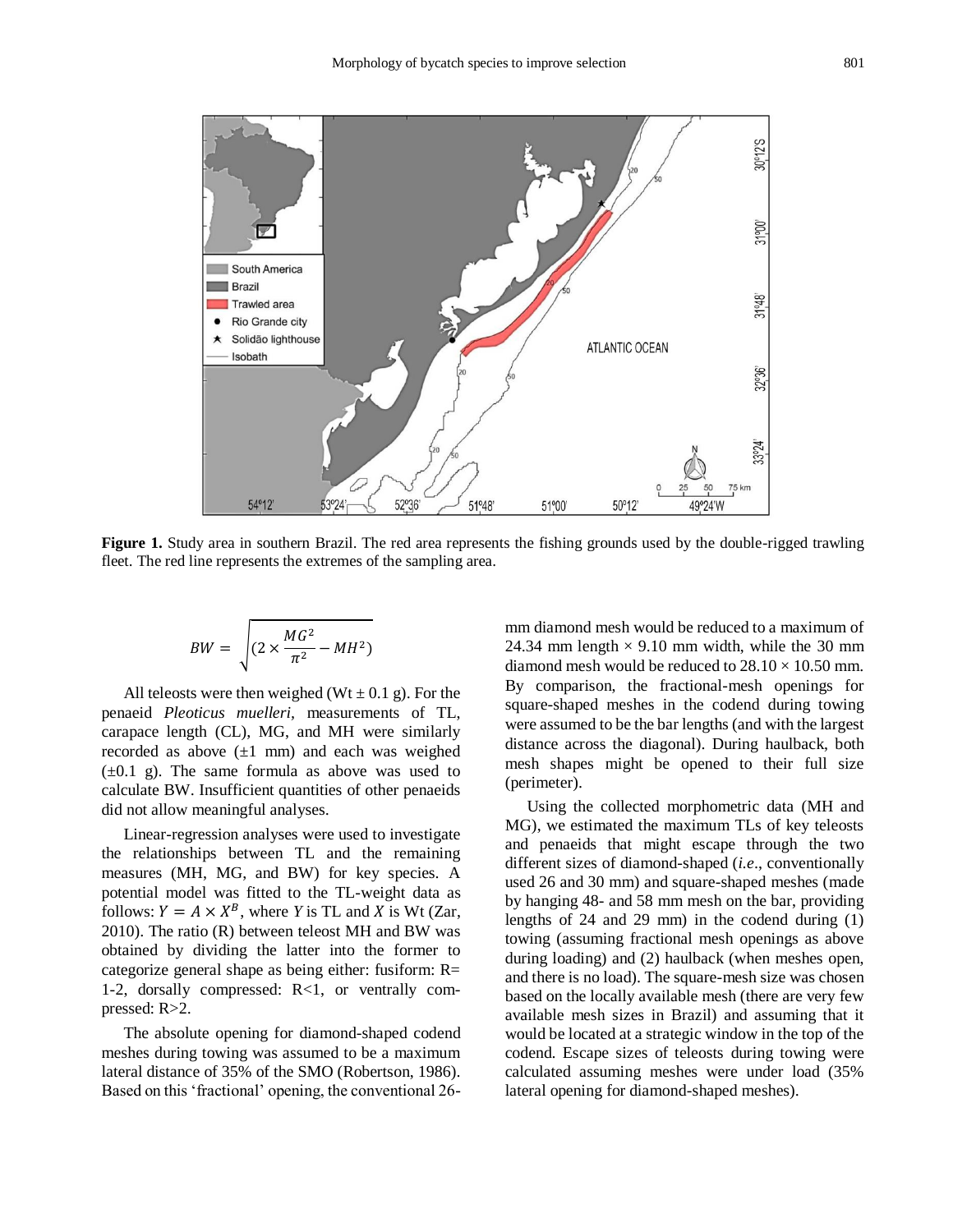**Figure 1.** Study area in southern Brazil. The red area represents the fishing grounds used by the double-rigged trawling fleet. The red line represents the extremes of the sampling area.

$$BW = \sqrt{(2 \times \frac{MG^2}{\pi^2} - MH^2)}$$

All teleosts were then weighed (Wt ± 0.1 g). For the penaeid *Pleoticus muelleri*, measurements of TL, carapace length (CL), MG, and MH were similarly recorded as above (±1 mm) and each was weighed (±0.1 g). The same formula as above was used to calculate BW. Insufficient quantities of other penaeids did not allow meaningful analyses.

Linear-regression analyses were used to investigate the relationships between TL and the remaining measures (MH, MG, and BW) for key species. A potential model was fitted to the TL-weight data as follows: $Y = A \times X^B$, where $Y$ is TL and $X$ is Wt (Zar, 2010). The ratio (R) between teleost MH and BW was obtained by dividing the latter into the former to categorize general shape as being either: fusiform: R= 1-2, dorsally compressed: R<1, or ventrally compressed: R>2.

The absolute opening for diamond-shaped codend meshes during towing was assumed to be a maximum lateral distance of 35% of the SMO (Robertson, 1986). Based on this 'fractional' opening, the conventional 26-mm diamond mesh would be reduced to a maximum of 24.34 mm length × 9.10 mm width, while the 30 mm diamond mesh would be reduced to 28.10 × 10.50 mm. By comparison, the fractional-mesh openings for square-shaped meshes in the codend during towing were assumed to be the bar lengths (and with the largest distance across the diagonal). During haulback, both mesh shapes might be opened to their full size (perimeter).

Using the collected morphometric data (MH and MG), we estimated the maximum TLs of key teleosts and penaeids that might escape through the two different sizes of diamond-shaped (*i.e*., conventionally used 26 and 30 mm) and square-shaped meshes (made by hanging 48- and 58 mm mesh on the bar, providing lengths of 24 and 29 mm) in the codend during (1) towing (assuming fractional mesh openings as above during loading) and (2) haulback (when meshes open, and there is no load). The square-mesh size was chosen based on the locally available mesh (there are very few available mesh sizes in Brazil) and assuming that it would be located at a strategic window in the top of the codend. Escape sizes of teleosts during towing were calculated assuming meshes were under load (35% lateral opening for diamond-shaped meshes).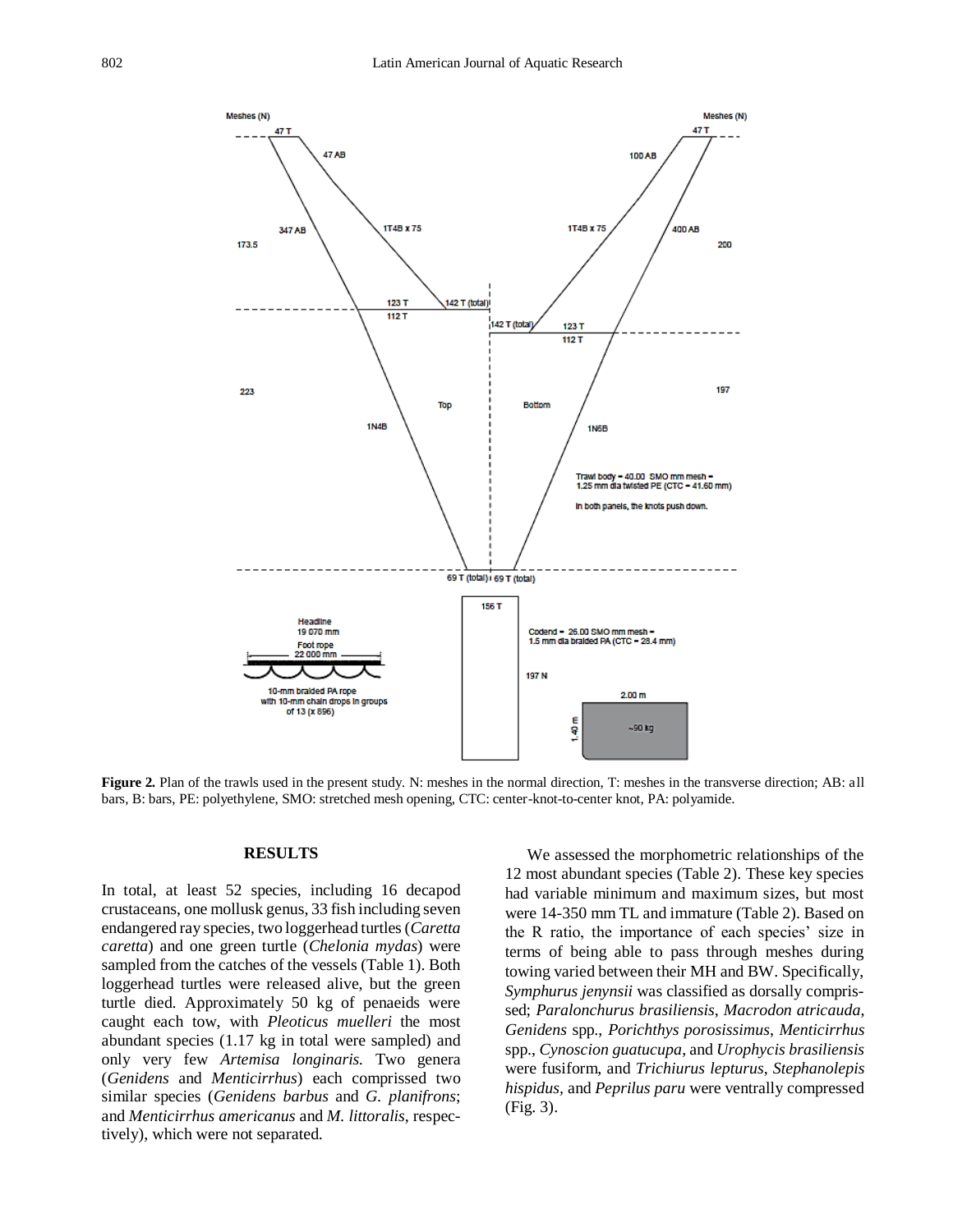**Figure 2.** Plan of the trawls used in the present study. N: meshes in the normal direction, T: meshes in the transverse direction; AB: all bars, B: bars, PE: polyethylene, SMO: stretched mesh opening, CTC: center-knot-to-center knot, PA: polyamide.

## RESULTS

In total, at least 52 species, including 16 decapod crustaceans, one mollusk genus, 33 fish including seven endangered ray species, two loggerhead turtles (*Caretta caretta*) and one green turtle (*Chelonia mydas*) were sampled from the catches of the vessels (Table 1). Both loggerhead turtles were released alive, but the green turtle died. Approximately 50 kg of penaeids were caught each tow, with *Pleoticus muelleri* the most abundant species (1.17 kg in total were sampled) and only very few *Artemisa longinaris.* Two genera (*Genidens* and *Menticirrhus*) each comprissed two similar species (*Genidens barbus* and *G. planifrons*; and *Menticirrhus americanus* and *M. littoralis*, respectively), which were not separated.

We assessed the morphometric relationships of the 12 most abundant species (Table 2). These key species had variable minimum and maximum sizes, but most were 14-350 mm TL and immature (Table 2). Based on the R ratio, the importance of each species' size in terms of being able to pass through meshes during towing varied between their MH and BW. Specifically, *Symphurus jenynsii* was classified as dorsally comprissed; *Paralonchurus brasiliensis*, *Macrodon atricauda*, *Genidens* spp., *Porichthys porosissimus*, *Menticirrhus* spp., *Cynoscion guatucupa*, and *Urophycis brasiliensis* were fusiform, and *Trichiurus lepturus*, *Stephanolepis hispidus*, and *Peprilus paru* were ventrally compressed (Fig. 3).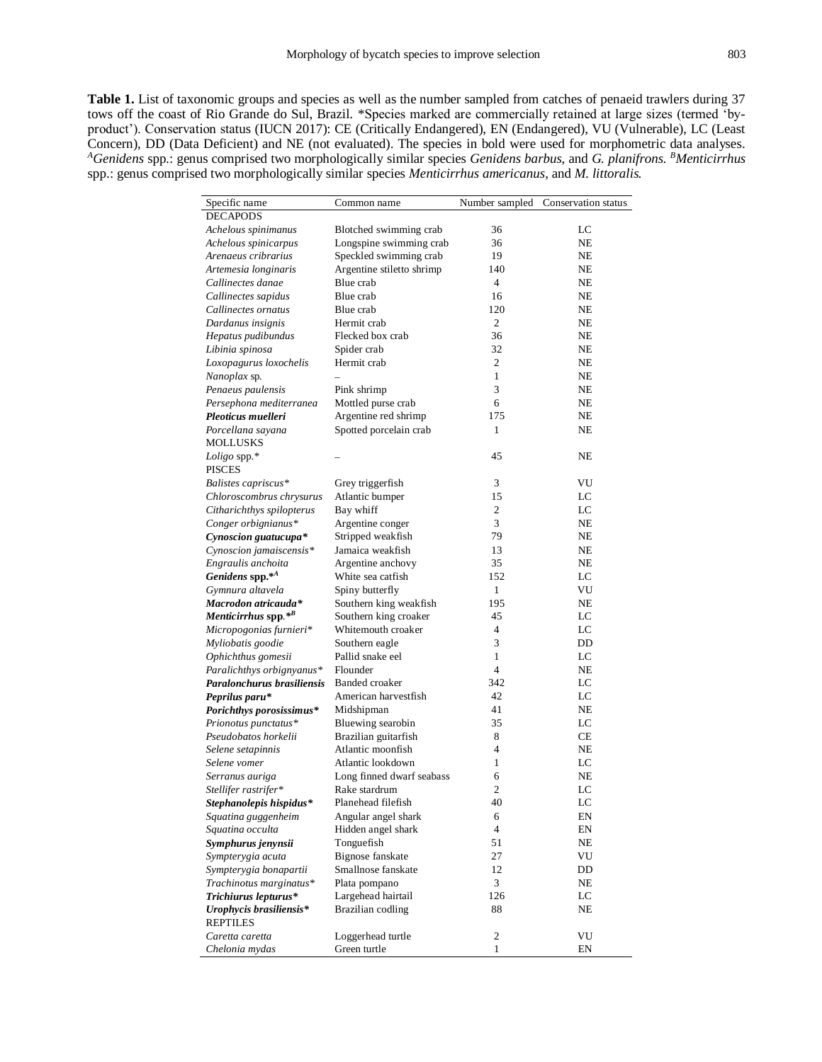**Table 1.** List of taxonomic groups and species as well as the number sampled from catches of penaeid trawlers during 37 tows off the coast of Rio Grande do Sul, Brazil. *Species marked are commercially retained at large sizes (termed 'by-product'). Conservation status (IUCN 2017): CE (Critically Endangered), EN (Endangered), VU (Vulnerable), LC (Least Concern), DD (Data Deficient) and NE (not evaluated). The species in bold were used for morphometric data analyses. [A]*Genidens* spp.: genus comprised two morphologically similar species *Genidens barbus*, and *G. planifrons*. [B]*Menticirrhus* spp.: genus comprised two morphologically similar species *Menticirrhus americanus*, and *M. littoralis*.

| Specific name | Common name | Number sampled | Conservation status |
|---|---|---|---|
| DECAPODS | | | |
| *Achelous spinimanus* | Blotched swimming crab | 36 | LC |
| *Achelous spinicarpus* | Longspine swimming crab | 36 | NE |
| *Arenaeus cribrarius* | Speckled swimming crab | 19 | NE |
| *Artemesia longinaris* | Argentine stiletto shrimp | 140 | NE |
| *Callinectes danae* | Blue crab | 4 | NE |
| *Callinectes sapidus* | Blue crab | 16 | NE |
| *Callinectes ornatus* | Blue crab | 120 | NE |
| *Dardanus insignis* | Hermit crab | 2 | NE |
| *Hepatus pudibundus* | Flecked box crab | 36 | NE |
| *Libinia spinosa* | Spider crab | 32 | NE |
| *Loxopagurus loxochelis* | Hermit crab | 2 | NE |
| *Nanoplax* sp. | – | 1 | NE |
| *Penaeus paulensis* | Pink shrimp | 3 | NE |
| *Persephona mediterranea* | Mottled purse crab | 6 | NE |
| ***Pleoticus muelleri*** | Argentine red shrimp | 175 | NE |
| *Porcellana sayana* | Spotted porcelain crab | 1 | NE |
| MOLLUSKS | | | |
| *Loligo* spp.* | – | 45 | NE |
| PISCES | | | |
| *Balistes capriscus** | Grey triggerfish | 3 | VU |
| *Chloroscombrus chrysurus* | Atlantic bumper | 15 | LC |
| *Citharichthys spilopterus* | Bay whiff | 2 | LC |
| *Conger orbignianus** | Argentine conger | 3 | NE |
| ***Cynoscion guatucupa**** | Stripped weakfish | 79 | NE |
| *Cynoscion jamaiscensis** | Jamaica weakfish | 13 | NE |
| *Engraulis anchoita* | Argentine anchovy | 35 | NE |
| ***Genidens* spp.***[A] | White sea catfish | 152 | LC |
| *Gymnura altavela* | Spiny butterfly | 1 | VU |
| ***Macrodon atricauda**** | Southern king weakfish | 195 | NE |
| ***Menticirrhus* spp.***[B] | Southern king croaker | 45 | LC |
| *Micropogonias furnieri** | Whitemouth croaker | 4 | LC |
| *Myliobatis goodie* | Southern eagle | 3 | DD |
| *Ophichthus gomesii* | Pallid snake eel | 1 | LC |
| *Paralichthys orbignyanus** | Flounder | 4 | NE |
| ***Paralonchurus brasiliensis*** | Banded croaker | 342 | LC |
| ***Peprilus paru**** | American harvestfish | 42 | LC |
| ***Porichthys porosissimus**** | Midshipman | 41 | NE |
| *Prionotus punctatus** | Bluewing searobin | 35 | LC |
| *Pseudobatos horkelii* | Brazilian guitarfish | 8 | CE |
| *Selene setapinnis* | Atlantic moonfish | 4 | NE |
| *Selene vomer* | Atlantic lookdown | 1 | LC |
| *Serranus auriga* | Long finned dwarf seabass | 6 | NE |
| *Stellifer rastrifer** | Rake stardrum | 2 | LC |
| ***Stephanolepis hispidus**** | Planehead filefish | 40 | LC |
| *Squatina guggenheim* | Angular angel shark | 6 | EN |
| *Squatina occulta* | Hidden angel shark | 4 | EN |
| ***Symphurus jenynsii*** | Tonguefish | 51 | NE |
| *Sympterygia acuta* | Bignose fanskate | 27 | VU |
| *Sympterygia bonapartii* | Smallnose fanskate | 12 | DD |
| *Trachinotus marginatus** | Plata pompano | 3 | NE |
| ***Trichiurus lepturus**** | Largehead hairtail | 126 | LC |
| ***Urophycis brasiliensis**** | Brazilian codling | 88 | NE |
| REPTILES | | | |
| *Caretta caretta* | Loggerhead turtle | 2 | VU |
| *Chelonia mydas* | Green turtle | 1 | EN |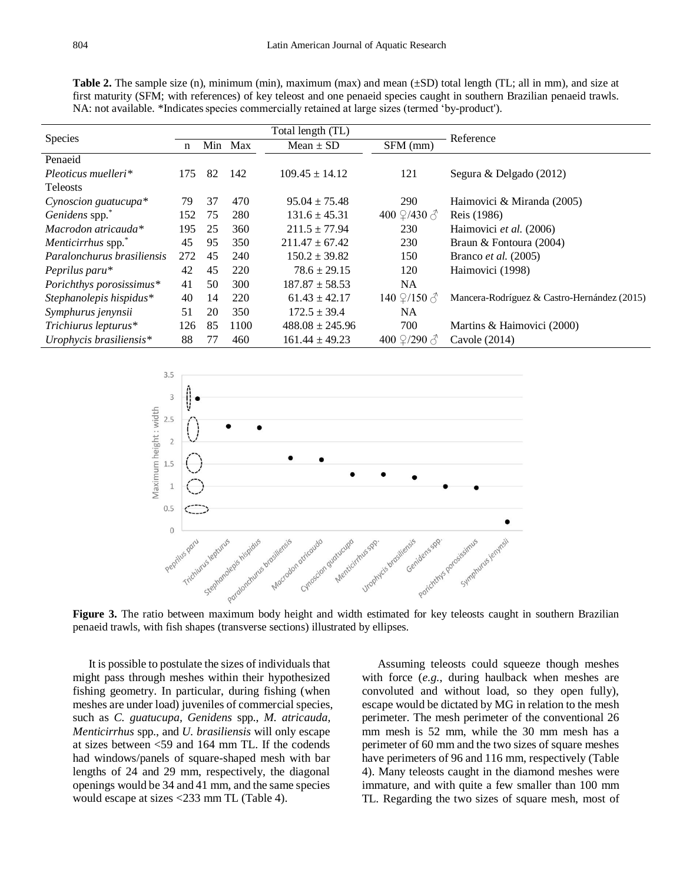**Table 2.** The sample size (n), minimum (min), maximum (max) and mean (±SD) total length (TL; all in mm), and size at first maturity (SFM; with references) of key teleost and one penaeid species caught in southern Brazilian penaeid trawls. NA: not available. *Indicates species commercially retained at large sizes (termed 'by-product').

| Species | Total length (TL) | | | | | Reference |
|---|---|---|---|---|---|---|
| | n | Min | Max | Mean ± SD | SFM (mm) | |
| Penaeid | | | | | | |
| *Pleoticus muelleri** | 175 | 82 | 142 | 109.45 ± 14.12 | 121 | Segura & Delgado (2012) |
| Teleosts | | | | | | |
| *Cynoscion guatucupa** | 79 | 37 | 470 | 95.04 ± 75.48 | 290 | Haimovici & Miranda (2005) |
| *Genidens* spp.* | 152 | 75 | 280 | 131.6 ± 45.31 | 400 ♀/430 ♂ | Reis (1986) |
| *Macrodon atricauda** | 195 | 25 | 360 | 211.5 ± 77.94 | 230 | Haimovici *et al.* (2006) |
| *Menticirrhus* spp.* | 45 | 95 | 350 | 211.47 ± 67.42 | 230 | Braun & Fontoura (2004) |
| *Paralonchurus brasiliensis* | 272 | 45 | 240 | 150.2 ± 39.82 | 150 | Branco *et al.* (2005) |
| *Peprilus paru** | 42 | 45 | 220 | 78.6 ± 29.15 | 120 | Haimovici (1998) |
| *Porichthys porosissimus** | 41 | 50 | 300 | 187.87 ± 58.53 | NA | |
| *Stephanolepis hispidus** | 40 | 14 | 220 | 61.43 ± 42.17 | 140 ♀/150 ♂ | Mancera-Rodríguez & Castro-Hernández (2015) |
| *Symphurus jenynsii* | 51 | 20 | 350 | 172.5 ± 39.4 | NA | |
| *Trichiurus lepturus** | 126 | 85 | 1100 | 488.08 ± 245.96 | 700 | Martins & Haimovici (2000) |
| *Urophycis brasiliensis** | 88 | 77 | 460 | 161.44 ± 49.23 | 400 ♀/290 ♂ | Cavole (2014) |

**Figure 3.** The ratio between maximum body height and width estimated for key teleosts caught in southern Brazilian penaeid trawls, with fish shapes (transverse sections) illustrated by ellipses.

It is possible to postulate the sizes of individuals that might pass through meshes within their hypothesized fishing geometry. In particular, during fishing (when meshes are under load) juveniles of commercial species, such as *C. guatucupa*, *Genidens* spp., *M. atricauda*, *Menticirrhus* spp., and *U. brasiliensis* will only escape at sizes between <59 and 164 mm TL. If the codends had windows/panels of square-shaped mesh with bar lengths of 24 and 29 mm, respectively, the diagonal openings would be 34 and 41 mm, and the same species would escape at sizes <233 mm TL (Table 4).

Assuming teleosts could squeeze though meshes with force (*e.g.*, during haulback when meshes are convoluted and without load, so they open fully), escape would be dictated by MG in relation to the mesh perimeter. The mesh perimeter of the conventional 26 mm mesh is 52 mm, while the 30 mm mesh has a perimeter of 60 mm and the two sizes of square meshes have perimeters of 96 and 116 mm, respectively (Table 4). Many teleosts caught in the diamond meshes were immature, and with quite a few smaller than 100 mm TL. Regarding the two sizes of square mesh, most of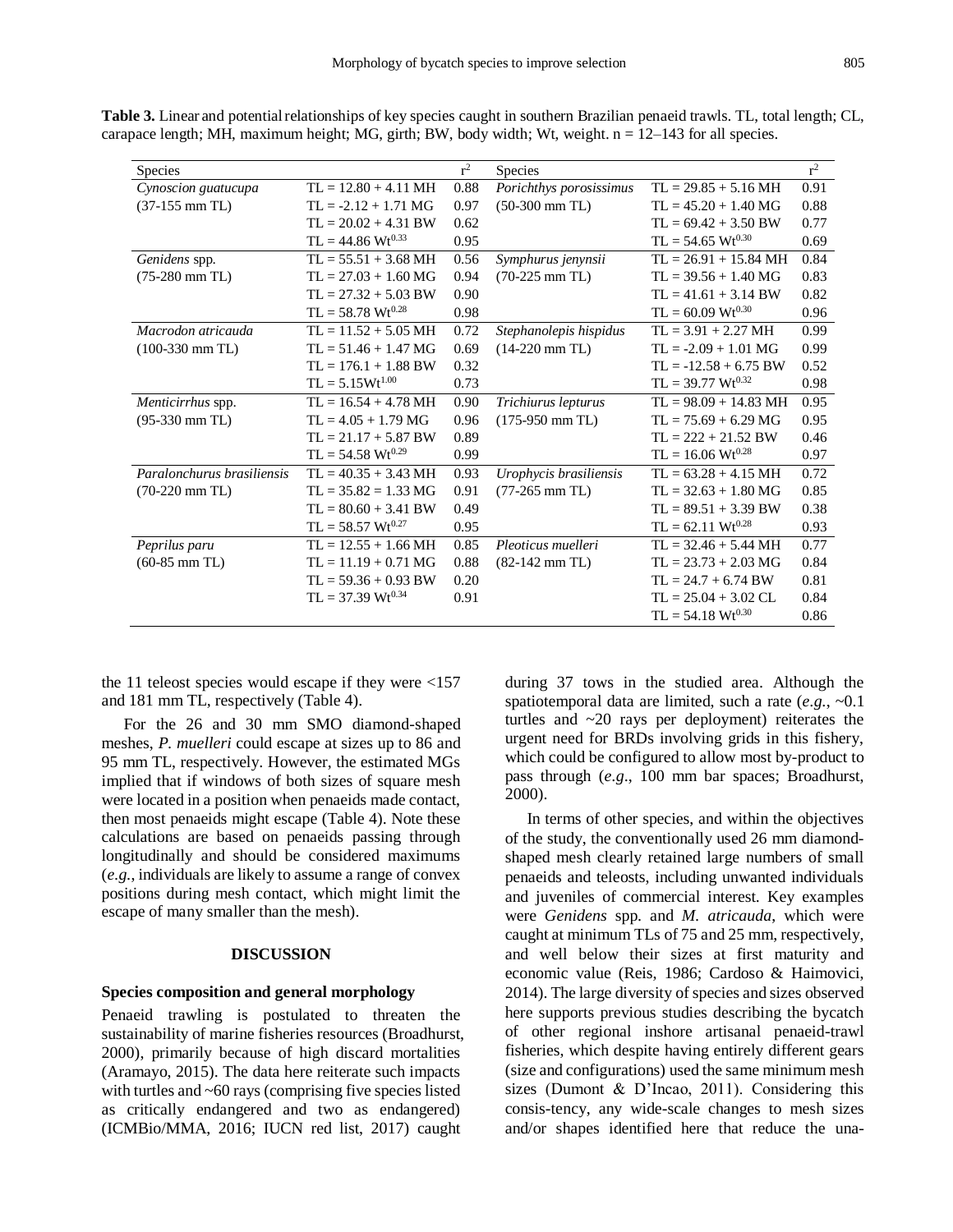**Table 3.** Linear and potential relationships of key species caught in southern Brazilian penaeid trawls. TL, total length; CL, carapace length; MH, maximum height; MG, girth; BW, body width; Wt, weight. n = 12–143 for all species.

| Species | | $r^2$ | Species | | $r^2$ |
|---|---|---|---|---|---|
| *Cynoscion guatucupa* | TL = 12.80 + 4.11 MH | 0.88 | *Porichthys porosissimus* | TL = 29.85 + 5.16 MH | 0.91 |
| (37-155 mm TL) | TL = -2.12 + 1.71 MG | 0.97 | (50-300 mm TL) | TL = 45.20 + 1.40 MG | 0.88 |
| | TL = 20.02 + 4.31 BW | 0.62 | | TL = 69.42 + 3.50 BW | 0.77 |
| | TL = 44.86 $Wt^{0.33}$ | 0.95 | | TL = 54.65 $Wt^{0.30}$ | 0.69 |
| *Genidens* spp. | TL = 55.51 + 3.68 MH | 0.56 | *Symphurus jenynsii* | TL = 26.91 + 15.84 MH | 0.84 |
| (75-280 mm TL) | TL = 27.03 + 1.60 MG | 0.94 | (70-225 mm TL) | TL = 39.56 + 1.40 MG | 0.83 |
| | TL = 27.32 + 5.03 BW | 0.90 | | TL = 41.61 + 3.14 BW | 0.82 |
| | TL = 58.78 $Wt^{0.28}$ | 0.98 | | TL = 60.09 $Wt^{0.30}$ | 0.96 |
| *Macrodon atricauda* | TL = 11.52 + 5.05 MH | 0.72 | *Stephanolepis hispidus* | TL = 3.91 + 2.27 MH | 0.99 |
| (100-330 mm TL) | TL = 51.46 + 1.47 MG | 0.69 | (14-220 mm TL) | TL = -2.09 + 1.01 MG | 0.99 |
| | TL = 176.1 + 1.88 BW | 0.32 | | TL = -12.58 + 6.75 BW | 0.52 |
| | TL = 5.15$Wt^{1.00}$ | 0.73 | | TL = 39.77 $Wt^{0.32}$ | 0.98 |
| *Menticirrhus* spp. | TL = 16.54 + 4.78 MH | 0.90 | *Trichiurus lepturus* | TL = 98.09 + 14.83 MH | 0.95 |
| (95-330 mm TL) | TL = 4.05 + 1.79 MG | 0.96 | (175-950 mm TL) | TL = 75.69 + 6.29 MG | 0.95 |
| | TL = 21.17 + 5.87 BW | 0.89 | | TL = 222 + 21.52 BW | 0.46 |
| | TL = 54.58 $Wt^{0.29}$ | 0.99 | | TL = 16.06 $Wt^{0.28}$ | 0.97 |
| *Paralonchurus brasiliensis* | TL = 40.35 + 3.43 MH | 0.93 | *Urophycis brasiliensis* | TL = 63.28 + 4.15 MH | 0.72 |
| (70-220 mm TL) | TL = 35.82 + 1.33 MG | 0.91 | (77-265 mm TL) | TL = 32.63 + 1.80 MG | 0.85 |
| | TL = 80.60 + 3.41 BW | 0.49 | | TL = 89.51 + 3.39 BW | 0.38 |
| | TL = 58.57 $Wt^{0.27}$ | 0.95 | | TL = 62.11 $Wt^{0.28}$ | 0.93 |
| *Peprilus paru* | TL = 12.55 + 1.66 MH | 0.85 | *Pleoticus muelleri* | TL = 32.46 + 5.44 MH | 0.77 |
| (60-85 mm TL) | TL = 11.19 + 0.71 MG | 0.88 | (82-142 mm TL) | TL = 23.73 + 2.03 MG | 0.84 |
| | TL = 59.36 + 0.93 BW | 0.20 | | TL = 24.7 + 6.74 BW | 0.81 |
| | TL = 37.39 $Wt^{0.34}$ | 0.91 | | TL = 25.04 + 3.02 CL | 0.84 |
| | | | | TL = 54.18 $Wt^{0.30}$ | 0.86 |

the 11 teleost species would escape if they were <157 and 181 mm TL, respectively (Table 4).

For the 26 and 30 mm SMO diamond-shaped meshes, *P. muelleri* could escape at sizes up to 86 and 95 mm TL, respectively. However, the estimated MGs implied that if windows of both sizes of square mesh were located in a position when penaeids made contact, then most penaeids might escape (Table 4). Note these calculations are based on penaeids passing through longitudinally and should be considered maximums (*e.g.*, individuals are likely to assume a range of convex positions during mesh contact, which might limit the escape of many smaller than the mesh).

## DISCUSSION

### Species composition and general morphology

Penaeid trawling is postulated to threaten the sustainability of marine fisheries resources (Broadhurst, 2000), primarily because of high discard mortalities (Aramayo, 2015). The data here reiterate such impacts with turtles and ~60 rays (comprising five species listed as critically endangered and two as endangered) (ICMBio/MMA, 2016; IUCN red list, 2017) caught during 37 tows in the studied area. Although the spatiotemporal data are limited, such a rate (*e.g.*, ~0.1 turtles and ~20 rays per deployment) reiterates the urgent need for BRDs involving grids in this fishery, which could be configured to allow most by-product to pass through (*e.g.*, 100 mm bar spaces; Broadhurst, 2000).

In terms of other species, and within the objectives of the study, the conventionally used 26 mm diamond-shaped mesh clearly retained large numbers of small penaeids and teleosts, including unwanted individuals and juveniles of commercial interest. Key examples were *Genidens* spp. and *M. atricauda*, which were caught at minimum TLs of 75 and 25 mm, respectively, and well below their sizes at first maturity and economic value (Reis, 1986; Cardoso & Haimovici, 2014). The large diversity of species and sizes observed here supports previous studies describing the bycatch of other regional inshore artisanal penaeid-trawl fisheries, which despite having entirely different gears (size and configurations) used the same minimum mesh sizes (Dumont & D'Incao, 2011). Considering this consis-tency, any wide-scale changes to mesh sizes and/or shapes identified here that reduce the una-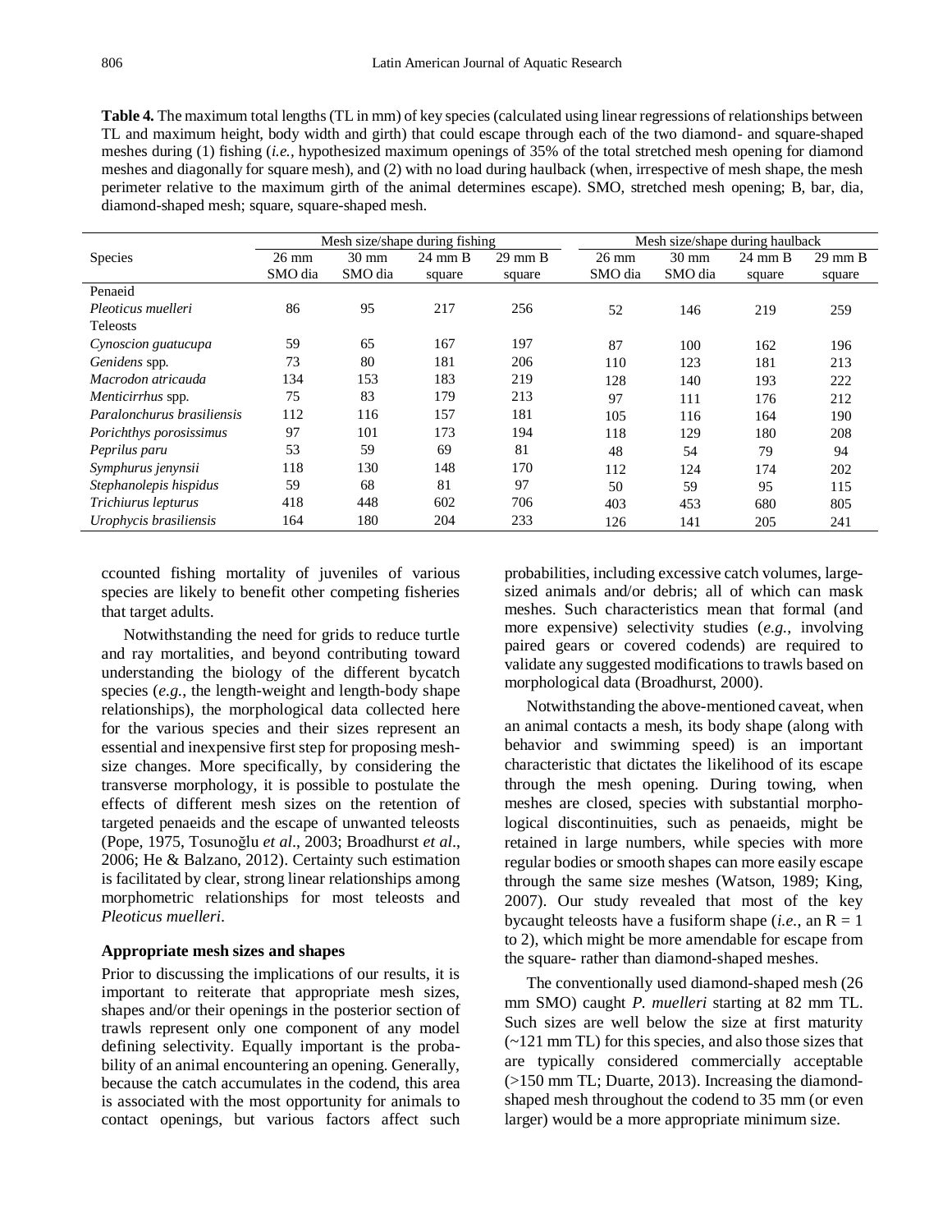**Table 4.** The maximum total lengths (TL in mm) of key species (calculated using linear regressions of relationships between TL and maximum height, body width and girth) that could escape through each of the two diamond- and square-shaped meshes during (1) fishing (*i.e.,* hypothesized maximum openings of 35% of the total stretched mesh opening for diamond meshes and diagonally for square mesh), and (2) with no load during haulback (when, irrespective of mesh shape, the mesh perimeter relative to the maximum girth of the animal determines escape). SMO, stretched mesh opening; B, bar, dia, diamond-shaped mesh; square, square-shaped mesh.

| Species | Mesh size/shape during fishing | | | | Mesh size/shape during haulback | | | |
|---|---|---|---|---|---|---|---|---|
| | 26 mm SMO dia | 30 mm SMO dia | 24 mm B square | 29 mm B square | 26 mm SMO dia | 30 mm SMO dia | 24 mm B square | 29 mm B square |
| Penaeid | | | | | | | | |
| *Pleoticus muelleri* | 86 | 95 | 217 | 256 | 52 | 146 | 219 | 259 |
| Teleosts | | | | | | | | |
| *Cynoscion guatucupa* | 59 | 65 | 167 | 197 | 87 | 100 | 162 | 196 |
| *Genidens* spp. | 73 | 80 | 181 | 206 | 110 | 123 | 181 | 213 |
| *Macrodon atricauda* | 134 | 153 | 183 | 219 | 128 | 140 | 193 | 222 |
| *Menticirrhus* spp. | 75 | 83 | 179 | 213 | 97 | 111 | 176 | 212 |
| *Paralonchurus brasiliensis* | 112 | 116 | 157 | 181 | 105 | 116 | 164 | 190 |
| *Porichthys porosissimus* | 97 | 101 | 173 | 194 | 118 | 129 | 180 | 208 |
| *Peprilus paru* | 53 | 59 | 69 | 81 | 48 | 54 | 79 | 94 |
| *Symphurus jenynsii* | 118 | 130 | 148 | 170 | 112 | 124 | 174 | 202 |
| *Stephanolepis hispidus* | 59 | 68 | 81 | 97 | 50 | 59 | 95 | 115 |
| *Trichiurus lepturus* | 418 | 448 | 602 | 706 | 403 | 453 | 680 | 805 |
| *Urophycis brasiliensis* | 164 | 180 | 204 | 233 | 126 | 141 | 205 | 241 |

ccounted fishing mortality of juveniles of various species are likely to benefit other competing fisheries that target adults.

Notwithstanding the need for grids to reduce turtle and ray mortalities, and beyond contributing toward understanding the biology of the different bycatch species (*e.g.*, the length-weight and length-body shape relationships), the morphological data collected here for the various species and their sizes represent an essential and inexpensive first step for proposing mesh-size changes. More specifically, by considering the transverse morphology, it is possible to postulate the effects of different mesh sizes on the retention of targeted penaeids and the escape of unwanted teleosts (Pope, 1975, Tosunoğlu *et al*., 2003; Broadhurst *et al*., 2006; He & Balzano, 2012). Certainty such estimation is facilitated by clear, strong linear relationships among morphometric relationships for most teleosts and *Pleoticus muelleri*.

### Appropriate mesh sizes and shapes

Prior to discussing the implications of our results, it is important to reiterate that appropriate mesh sizes, shapes and/or their openings in the posterior section of trawls represent only one component of any model defining selectivity. Equally important is the probability of an animal encountering an opening. Generally, because the catch accumulates in the codend, this area is associated with the most opportunity for animals to contact openings, but various factors affect such probabilities, including excessive catch volumes, large-sized animals and/or debris; all of which can mask meshes. Such characteristics mean that formal (and more expensive) selectivity studies (*e.g.*, involving paired gears or covered codends) are required to validate any suggested modifications to trawls based on morphological data (Broadhurst, 2000).

Notwithstanding the above-mentioned caveat, when an animal contacts a mesh, its body shape (along with behavior and swimming speed) is an important characteristic that dictates the likelihood of its escape through the mesh opening. During towing, when meshes are closed, species with substantial morphological discontinuities, such as penaeids, might be retained in large numbers, while species with more regular bodies or smooth shapes can more easily escape through the same size meshes (Watson, 1989; King, 2007). Our study revealed that most of the key bycaught teleosts have a fusiform shape (*i.e.*, an R = 1 to 2), which might be more amendable for escape from the square- rather than diamond-shaped meshes.

The conventionally used diamond-shaped mesh (26 mm SMO) caught *P. muelleri* starting at 82 mm TL. Such sizes are well below the size at first maturity (~121 mm TL) for this species, and also those sizes that are typically considered commercially acceptable (>150 mm TL; Duarte, 2013). Increasing the diamond-shaped mesh throughout the codend to 35 mm (or even larger) would be a more appropriate minimum size.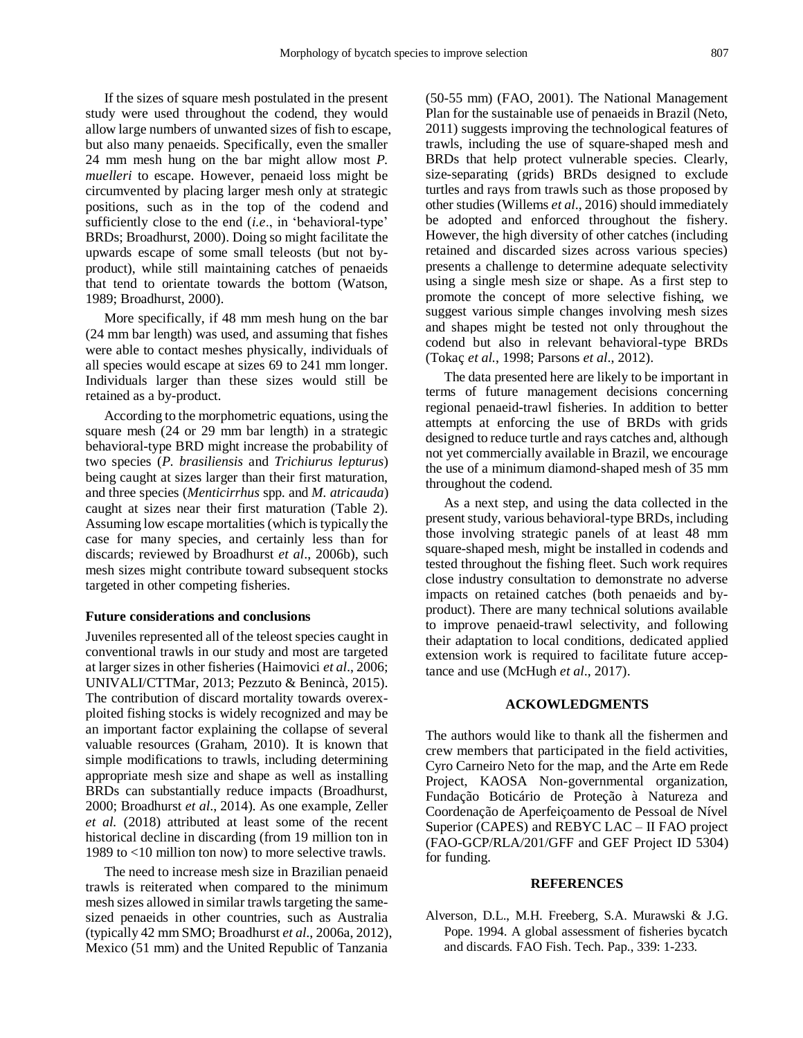If the sizes of square mesh postulated in the present study were used throughout the codend, they would allow large numbers of unwanted sizes of fish to escape, but also many penaeids. Specifically, even the smaller 24 mm mesh hung on the bar might allow most *P. muelleri* to escape. However, penaeid loss might be circumvented by placing larger mesh only at strategic positions, such as in the top of the codend and sufficiently close to the end (*i.e*., in 'behavioral-type' BRDs; Broadhurst, 2000). Doing so might facilitate the upwards escape of some small teleosts (but not by-product), while still maintaining catches of penaeids that tend to orientate towards the bottom (Watson, 1989; Broadhurst, 2000).

More specifically, if 48 mm mesh hung on the bar (24 mm bar length) was used, and assuming that fishes were able to contact meshes physically, individuals of all species would escape at sizes 69 to 241 mm longer. Individuals larger than these sizes would still be retained as a by-product.

According to the morphometric equations, using the square mesh (24 or 29 mm bar length) in a strategic behavioral-type BRD might increase the probability of two species (*P. brasiliensis* and *Trichiurus lepturus*) being caught at sizes larger than their first maturation, and three species (*Menticirrhus* spp. and *M. atricauda*) caught at sizes near their first maturation (Table 2). Assuming low escape mortalities (which is typically the case for many species, and certainly less than for discards; reviewed by Broadhurst *et al*., 2006b), such mesh sizes might contribute toward subsequent stocks targeted in other competing fisheries.

**Future considerations and conclusions**

Juveniles represented all of the teleost species caught in conventional trawls in our study and most are targeted at larger sizes in other fisheries (Haimovici *et al*., 2006; UNIVALI/CTTMar, 2013; Pezzuto & Benincà, 2015). The contribution of discard mortality towards overexploited fishing stocks is widely recognized and may be an important factor explaining the collapse of several valuable resources (Graham, 2010). It is known that simple modifications to trawls, including determining appropriate mesh size and shape as well as installing BRDs can substantially reduce impacts (Broadhurst, 2000; Broadhurst *et al*., 2014). As one example, Zeller *et al.* (2018) attributed at least some of the recent historical decline in discarding (from 19 million ton in 1989 to <10 million ton now) to more selective trawls.

The need to increase mesh size in Brazilian penaeid trawls is reiterated when compared to the minimum mesh sizes allowed in similar trawls targeting the same-sized penaeids in other countries, such as Australia (typically 42 mm SMO; Broadhurst *et al*., 2006a, 2012), Mexico (51 mm) and the United Republic of Tanzania (50-55 mm) (FAO, 2001). The National Management Plan for the sustainable use of penaeids in Brazil (Neto, 2011) suggests improving the technological features of trawls, including the use of square-shaped mesh and BRDs that help protect vulnerable species. Clearly, size-separating (grids) BRDs designed to exclude turtles and rays from trawls such as those proposed by other studies (Willems *et al*., 2016) should immediately be adopted and enforced throughout the fishery. However, the high diversity of other catches (including retained and discarded sizes across various species) presents a challenge to determine adequate selectivity using a single mesh size or shape. As a first step to promote the concept of more selective fishing, we suggest various simple changes involving mesh sizes and shapes might be tested not only throughout the codend but also in relevant behavioral-type BRDs (Tokaç *et al.*, 1998; Parsons *et al*., 2012).

The data presented here are likely to be important in terms of future management decisions concerning regional penaeid-trawl fisheries. In addition to better attempts at enforcing the use of BRDs with grids designed to reduce turtle and rays catches and, although not yet commercially available in Brazil, we encourage the use of a minimum diamond-shaped mesh of 35 mm throughout the codend.

As a next step, and using the data collected in the present study, various behavioral-type BRDs, including those involving strategic panels of at least 48 mm square-shaped mesh, might be installed in codends and tested throughout the fishing fleet. Such work requires close industry consultation to demonstrate no adverse impacts on retained catches (both penaeids and by-product). There are many technical solutions available to improve penaeid-trawl selectivity, and following their adaptation to local conditions, dedicated applied extension work is required to facilitate future acceptance and use (McHugh *et al*., 2017).

## ACKOWLEDGMENTS

The authors would like to thank all the fishermen and crew members that participated in the field activities, Cyro Carneiro Neto for the map, and the Arte em Rede Project, KAOSA Non-governmental organization, Fundação Boticário de Proteção à Natureza and Coordenação de Aperfeiçoamento de Pessoal de Nível Superior (CAPES) and REBYC LAC – II FAO project (FAO-GCP/RLA/201/GFF and GEF Project ID 5304) for funding.

## REFERENCES

Alverson, D.L., M.H. Freeberg, S.A. Murawski & J.G. Pope. 1994. A global assessment of fisheries bycatch and discards. FAO Fish. Tech. Pap., 339: 1-233.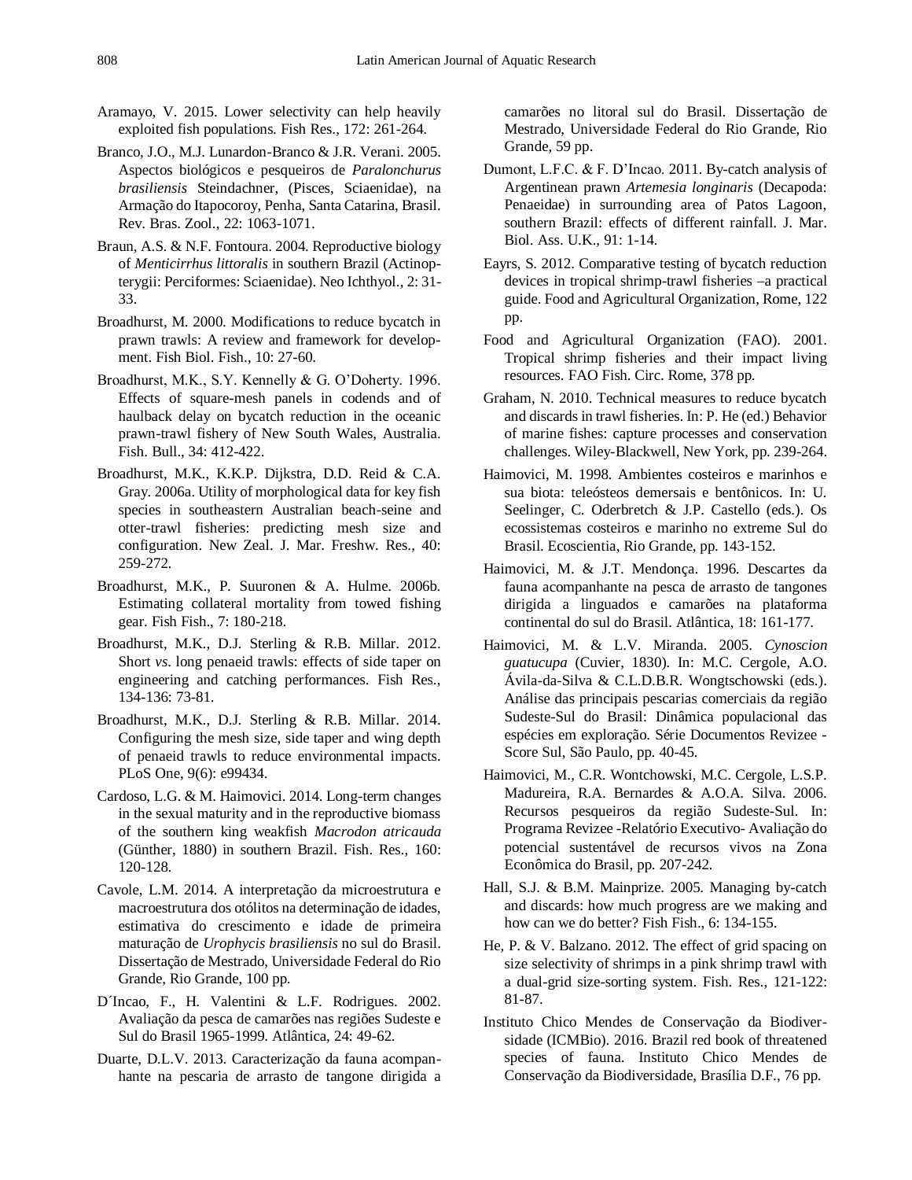Aramayo, V. 2015. Lower selectivity can help heavily exploited fish populations. Fish Res., 172: 261-264.

Branco, J.O., M.J. Lunardon-Branco & J.R. Verani. 2005. Aspectos biológicos e pesqueiros de *Paralonchurus brasiliensis* Steindachner, (Pisces, Sciaenidae), na Armação do Itapocoroy, Penha, Santa Catarina, Brasil. Rev. Bras. Zool., 22: 1063-1071.

Braun, A.S. & N.F. Fontoura. 2004. Reproductive biology of *Menticirrhus littoralis* in southern Brazil (Actinopterygii: Perciformes: Sciaenidae). Neo Ichthyol., 2: 31-33.

Broadhurst, M. 2000. Modifications to reduce bycatch in prawn trawls: A review and framework for development. Fish Biol. Fish., 10: 27-60.

Broadhurst, M.K., S.Y. Kennelly & G. O'Doherty. 1996. Effects of square-mesh panels in codends and of haulback delay on bycatch reduction in the oceanic prawn-trawl fishery of New South Wales, Australia. Fish. Bull., 34: 412-422.

Broadhurst, M.K., K.K.P. Dijkstra, D.D. Reid & C.A. Gray. 2006a. Utility of morphological data for key fish species in southeastern Australian beach-seine and otter-trawl fisheries: predicting mesh size and configuration. New Zeal. J. Mar. Freshw. Res., 40: 259-272.

Broadhurst, M.K., P. Suuronen & A. Hulme. 2006b. Estimating collateral mortality from towed fishing gear. Fish Fish., 7: 180-218.

Broadhurst, M.K., D.J. Sterling & R.B. Millar. 2012. Short *vs*. long penaeid trawls: effects of side taper on engineering and catching performances. Fish Res., 134-136: 73-81.

Broadhurst, M.K., D.J. Sterling & R.B. Millar. 2014. Configuring the mesh size, side taper and wing depth of penaeid trawls to reduce environmental impacts. PLoS One, 9(6): e99434.

Cardoso, L.G. & M. Haimovici. 2014. Long-term changes in the sexual maturity and in the reproductive biomass of the southern king weakfish *Macrodon atricauda* (Günther, 1880) in southern Brazil. Fish. Res., 160: 120-128.

Cavole, L.M. 2014. A interpretação da microestrutura e macroestrutura dos otólitos na determinação de idades, estimativa do crescimento e idade de primeira maturação de *Urophycis brasiliensis* no sul do Brasil. Dissertação de Mestrado, Universidade Federal do Rio Grande, Rio Grande, 100 pp.

D´Incao, F., H. Valentini & L.F. Rodrigues. 2002. Avaliação da pesca de camarões nas regiões Sudeste e Sul do Brasil 1965-1999. Atlântica, 24: 49-62.

Duarte, D.L.V. 2013. Caracterização da fauna acompanhante na pescaria de arrasto de tangone dirigida a camarões no litoral sul do Brasil. Dissertação de Mestrado, Universidade Federal do Rio Grande, Rio Grande, 59 pp.

Dumont, L.F.C. & F. D'Incao. 2011. By-catch analysis of Argentinean prawn *Artemesia longinaris* (Decapoda: Penaeidae) in surrounding area of Patos Lagoon, southern Brazil: effects of different rainfall. J. Mar. Biol. Ass. U.K., 91: 1-14.

Eayrs, S. 2012. Comparative testing of bycatch reduction devices in tropical shrimp-trawl fisheries –a practical guide. Food and Agricultural Organization, Rome, 122 pp.

Food and Agricultural Organization (FAO). 2001. Tropical shrimp fisheries and their impact living resources. FAO Fish. Circ. Rome, 378 pp.

Graham, N. 2010. Technical measures to reduce bycatch and discards in trawl fisheries. In: P. He (ed.) Behavior of marine fishes: capture processes and conservation challenges. Wiley-Blackwell, New York, pp. 239-264.

Haimovici, M. 1998. Ambientes costeiros e marinhos e sua biota: teleósteos demersais e bentônicos. In: U. Seelinger, C. Oderbretch & J.P. Castello (eds.). Os ecossistemas costeiros e marinho no extreme Sul do Brasil. Ecoscientia, Rio Grande, pp. 143-152.

Haimovici, M. & J.T. Mendonça. 1996. Descartes da fauna acompanhante na pesca de arrasto de tangones dirigida a linguados e camarões na plataforma continental do sul do Brasil. Atlântica, 18: 161-177.

Haimovici, M. & L.V. Miranda. 2005. *Cynoscion guatucupa* (Cuvier, 1830). In: M.C. Cergole, A.O. Ávila-da-Silva & C.L.D.B.R. Wongtschowski (eds.). Análise das principais pescarias comerciais da região Sudeste-Sul do Brasil: Dinâmica populacional das espécies em exploração. Série Documentos Revizee - Score Sul, São Paulo, pp. 40-45.

Haimovici, M., C.R. Wontchowski, M.C. Cergole, L.S.P. Madureira, R.A. Bernardes & A.O.A. Silva. 2006. Recursos pesqueiros da região Sudeste-Sul. In: Programa Revizee -Relatório Executivo- Avaliação do potencial sustentável de recursos vivos na Zona Econômica do Brasil, pp. 207-242.

Hall, S.J. & B.M. Mainprize. 2005. Managing by-catch and discards: how much progress are we making and how can we do better? Fish Fish., 6: 134-155.

He, P. & V. Balzano. 2012. The effect of grid spacing on size selectivity of shrimps in a pink shrimp trawl with a dual-grid size-sorting system. Fish. Res., 121-122: 81-87.

Instituto Chico Mendes de Conservação da Biodiversidade (ICMBio). 2016. Brazil red book of threatened species of fauna. Instituto Chico Mendes de Conservação da Biodiversidade, Brasília D.F., 76 pp.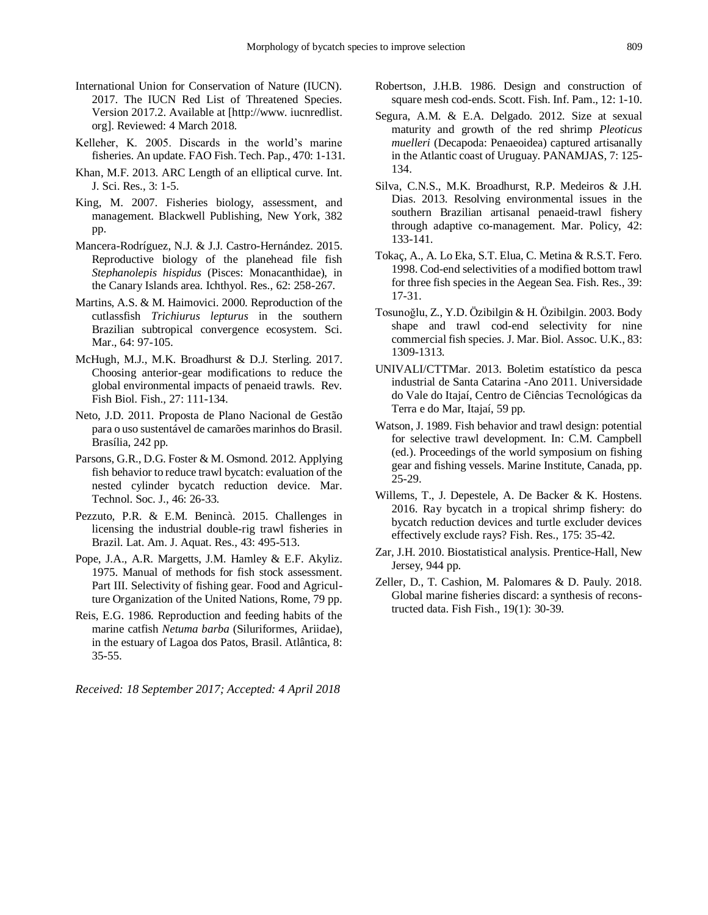International Union for Conservation of Nature (IUCN). 2017. The IUCN Red List of Threatened Species. Version 2017.2. Available at [http://www. iucnredlist. org]. Reviewed: 4 March 2018.

Kelleher, K. 2005. Discards in the world's marine fisheries. An update. FAO Fish. Tech. Pap., 470: 1-131.

Khan, M.F. 2013. ARC Length of an elliptical curve. Int. J. Sci. Res., 3: 1-5.

King, M. 2007. Fisheries biology, assessment, and management. Blackwell Publishing, New York, 382 pp.

Mancera-Rodríguez, N.J. & J.J. Castro-Hernández. 2015. Reproductive biology of the planehead file fish *Stephanolepis hispidus* (Pisces: Monacanthidae), in the Canary Islands area. Ichthyol. Res., 62: 258-267.

Martins, A.S. & M. Haimovici. 2000. Reproduction of the cutlassfish *Trichiurus lepturus* in the southern Brazilian subtropical convergence ecosystem. Sci. Mar., 64: 97-105.

McHugh, M.J., M.K. Broadhurst & D.J. Sterling. 2017. Choosing anterior-gear modifications to reduce the global environmental impacts of penaeid trawls. Rev. Fish Biol. Fish., 27: 111-134.

Neto, J.D. 2011. Proposta de Plano Nacional de Gestão para o uso sustentável de camarões marinhos do Brasil. Brasília, 242 pp.

Parsons, G.R., D.G. Foster & M. Osmond. 2012. Applying fish behavior to reduce trawl bycatch: evaluation of the nested cylinder bycatch reduction device. Mar. Technol. Soc. J., 46: 26-33.

Pezzuto, P.R. & E.M. Benincà. 2015. Challenges in licensing the industrial double-rig trawl fisheries in Brazil. Lat. Am. J. Aquat. Res., 43: 495-513.

Pope, J.A., A.R. Margetts, J.M. Hamley & E.F. Akyliz. 1975. Manual of methods for fish stock assessment. Part III. Selectivity of fishing gear. Food and Agriculture Organization of the United Nations, Rome, 79 pp.

Reis, E.G. 1986. Reproduction and feeding habits of the marine catfish *Netuma barba* (Siluriformes, Ariidae), in the estuary of Lagoa dos Patos, Brasil. Atlântica, 8: 35-55.

Robertson, J.H.B. 1986. Design and construction of square mesh cod-ends. Scott. Fish. Inf. Pam., 12: 1-10.

Segura, A.M. & E.A. Delgado. 2012. Size at sexual maturity and growth of the red shrimp *Pleoticus muelleri* (Decapoda: Penaeoidea) captured artisanally in the Atlantic coast of Uruguay. PANAMJAS, 7: 125-134.

Silva, C.N.S., M.K. Broadhurst, R.P. Medeiros & J.H. Dias. 2013. Resolving environmental issues in the southern Brazilian artisanal penaeid-trawl fishery through adaptive co-management. Mar. Policy, 42: 133-141.

Tokaç, A., A. Lo Eka, S.T. Elua, C. Metina & R.S.T. Fero. 1998. Cod-end selectivities of a modified bottom trawl for three fish species in the Aegean Sea. Fish. Res., 39: 17-31.

Tosunoğlu, Z., Y.D. Özibilgin & H. Özibilgin. 2003. Body shape and trawl cod-end selectivity for nine commercial fish species. J. Mar. Biol. Assoc. U.K., 83: 1309-1313.

UNIVALI/CTTMar. 2013. Boletim estatístico da pesca industrial de Santa Catarina -Ano 2011. Universidade do Vale do Itajaí, Centro de Ciências Tecnológicas da Terra e do Mar, Itajaí, 59 pp.

Watson, J. 1989. Fish behavior and trawl design: potential for selective trawl development. In: C.M. Campbell (ed.). Proceedings of the world symposium on fishing gear and fishing vessels. Marine Institute, Canada, pp. 25-29.

Willems, T., J. Depestele, A. De Backer & K. Hostens. 2016. Ray bycatch in a tropical shrimp fishery: do bycatch reduction devices and turtle excluder devices effectively exclude rays? Fish. Res., 175: 35-42.

Zar, J.H. 2010. Biostatistical analysis. Prentice-Hall, New Jersey, 944 pp.

Zeller, D., T. Cashion, M. Palomares & D. Pauly. 2018. Global marine fisheries discard: a synthesis of reconstructed data. Fish Fish., 19(1): 30-39.

*Received: 18 September 2017; Accepted: 4 April 2018*